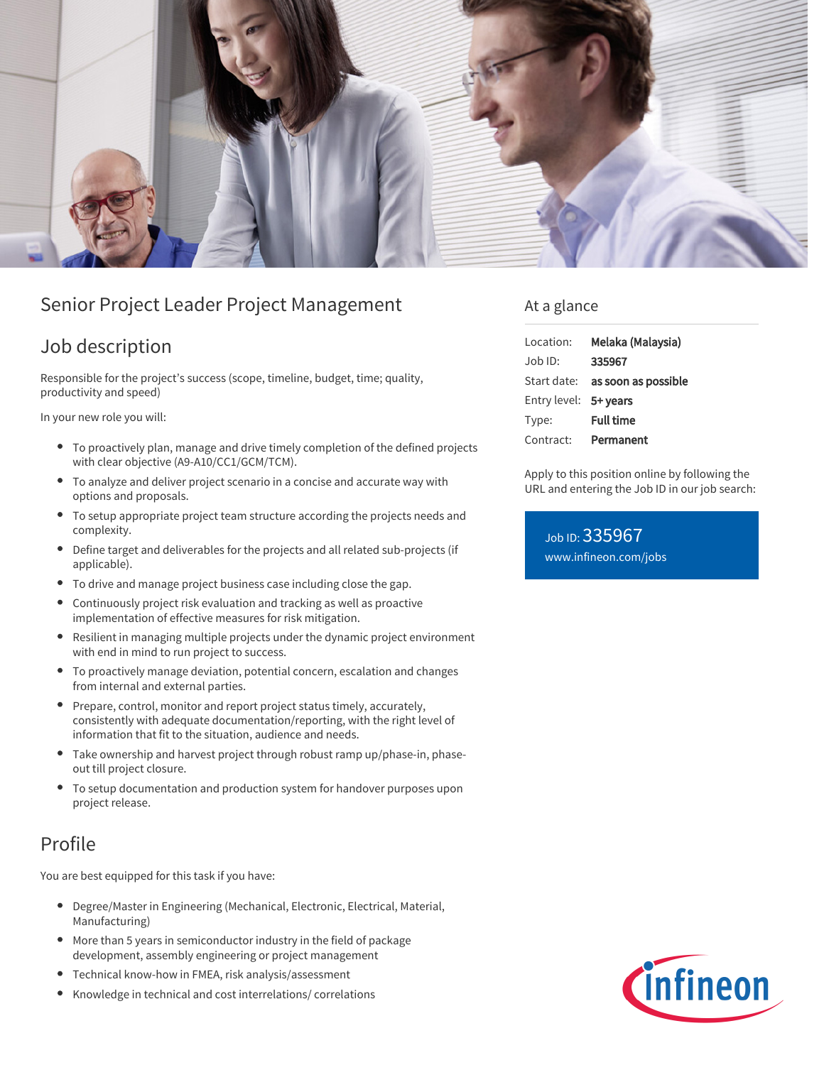# Senior Project Leader Project Management

## Job description

Responsible for the project's success (scope, timeline, budget, time; quality, productivity and speed)

In your new role you will:

- To proactively plan, manage and drive timely completion of the defined projects with clear objective (A9-A10/CC1/GCM/TCM).
- To analyze and deliver project scenario in a concise and accurate way with options and proposals.
- To setup appropriate project team structure according the projects needs and complexity.
- Define target and deliverables for the projects and all related sub-projects (if applicable).
- To drive and manage project business case including close the gap.
- Continuously project risk evaluation and tracking as well as proactive implementation of effective measures for risk mitigation.
- Resilient in managing multiple projects under the dynamic project environment with end in mind to run project to success.
- To proactively manage deviation, potential concern, escalation and changes from internal and external parties.
- Prepare, control, monitor and report project status timely, accurately, consistently with adequate documentation/reporting, with the right level of information that fit to the situation, audience and needs.
- Take ownership and harvest project through robust ramp up/phase-in, phase-out till project closure.
- To setup documentation and production system for handover purposes upon project release.

## Profile

You are best equipped for this task if you have:

- Degree/Master in Engineering (Mechanical, Electronic, Electrical, Material, Manufacturing)
- More than 5 years in semiconductor industry in the field of package development, assembly engineering or project management
- Technical know-how in FMEA, risk analysis/assessment
- Knowledge in technical and cost interrelations/ correlations

## At a glance

| | |
|---|---|
| Location: | **Melaka (Malaysia)** |
| Job ID: | **335967** |
| Start date: | **as soon as possible** |
| Entry level: | **5+ years** |
| Type: | **Full time** |
| Contract: | **Permanent** |

Apply to this position online by following the URL and entering the Job ID in our job search:

Job ID: 335967
www.infineon.com/jobs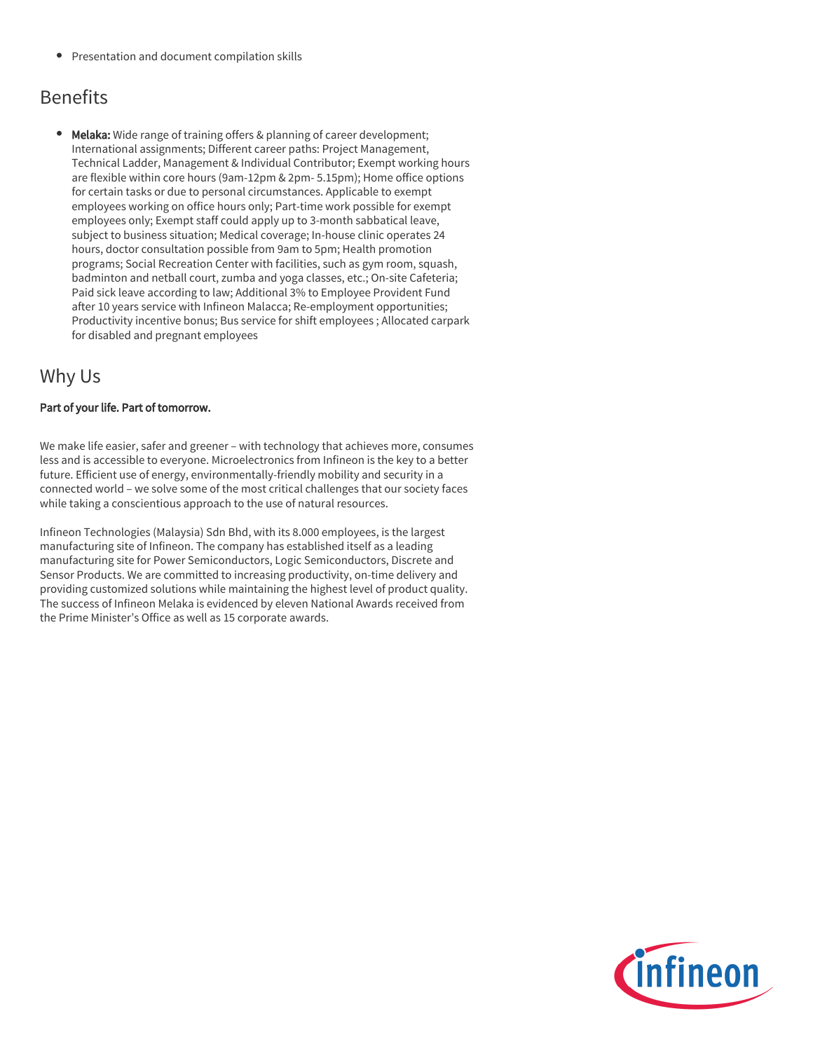- Presentation and document compilation skills

## Benefits

- **Melaka:** Wide range of training offers & planning of career development; International assignments; Different career paths: Project Management, Technical Ladder, Management & Individual Contributor; Exempt working hours are flexible within core hours (9am-12pm & 2pm- 5.15pm); Home office options for certain tasks or due to personal circumstances. Applicable to exempt employees working on office hours only; Part-time work possible for exempt employees only; Exempt staff could apply up to 3-month sabbatical leave, subject to business situation; Medical coverage; In-house clinic operates 24 hours, doctor consultation possible from 9am to 5pm; Health promotion programs; Social Recreation Center with facilities, such as gym room, squash, badminton and netball court, zumba and yoga classes, etc.; On-site Cafeteria; Paid sick leave according to law; Additional 3% to Employee Provident Fund after 10 years service with Infineon Malacca; Re-employment opportunities; Productivity incentive bonus; Bus service for shift employees ; Allocated carpark for disabled and pregnant employees

## Why Us

**Part of your life. Part of tomorrow.**

We make life easier, safer and greener – with technology that achieves more, consumes less and is accessible to everyone. Microelectronics from Infineon is the key to a better future. Efficient use of energy, environmentally-friendly mobility and security in a connected world – we solve some of the most critical challenges that our society faces while taking a conscientious approach to the use of natural resources.

Infineon Technologies (Malaysia) Sdn Bhd, with its 8.000 employees, is the largest manufacturing site of Infineon. The company has established itself as a leading manufacturing site for Power Semiconductors, Logic Semiconductors, Discrete and Sensor Products. We are committed to increasing productivity, on-time delivery and providing customized solutions while maintaining the highest level of product quality. The success of Infineon Melaka is evidenced by eleven National Awards received from the Prime Minister's Office as well as 15 corporate awards.